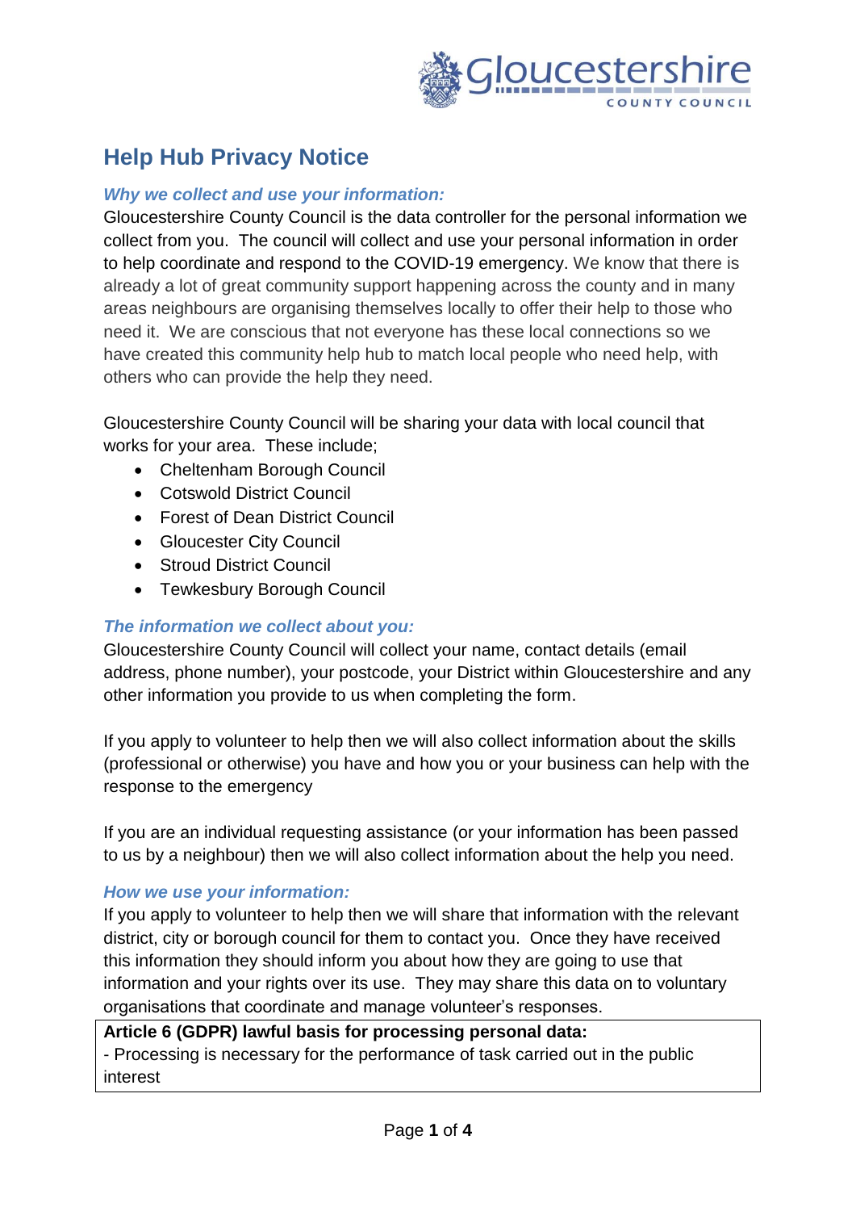# Help Hub Privacy Notice

### *Why we collect and use your information:*

Gloucestershire County Council is the data controller for the personal information we collect from you. The council will collect and use your personal information in order to help coordinate and respond to the COVID-19 emergency. We know that there is already a lot of great community support happening across the county and in many areas neighbours are organising themselves locally to offer their help to those who need it. We are conscious that not everyone has these local connections so we have created this community help hub to match local people who need help, with others who can provide the help they need.

Gloucestershire County Council will be sharing your data with local council that works for your area. These include;

- Cheltenham Borough Council
- Cotswold District Council
- Forest of Dean District Council
- Gloucester City Council
- Stroud District Council
- Tewkesbury Borough Council

### *The information we collect about you:*

Gloucestershire County Council will collect your name, contact details (email address, phone number), your postcode, your District within Gloucestershire and any other information you provide to us when completing the form.

If you apply to volunteer to help then we will also collect information about the skills (professional or otherwise) you have and how you or your business can help with the response to the emergency

If you are an individual requesting assistance (or your information has been passed to us by a neighbour) then we will also collect information about the help you need.

### *How we use your information:*

If you apply to volunteer to help then we will share that information with the relevant district, city or borough council for them to contact you. Once they have received this information they should inform you about how they are going to use that information and your rights over its use. They may share this data on to voluntary organisations that coordinate and manage volunteer's responses.

| **Article 6 (GDPR) lawful basis for processing personal data:** |
| --- |
| - Processing is necessary for the performance of task carried out in the public interest |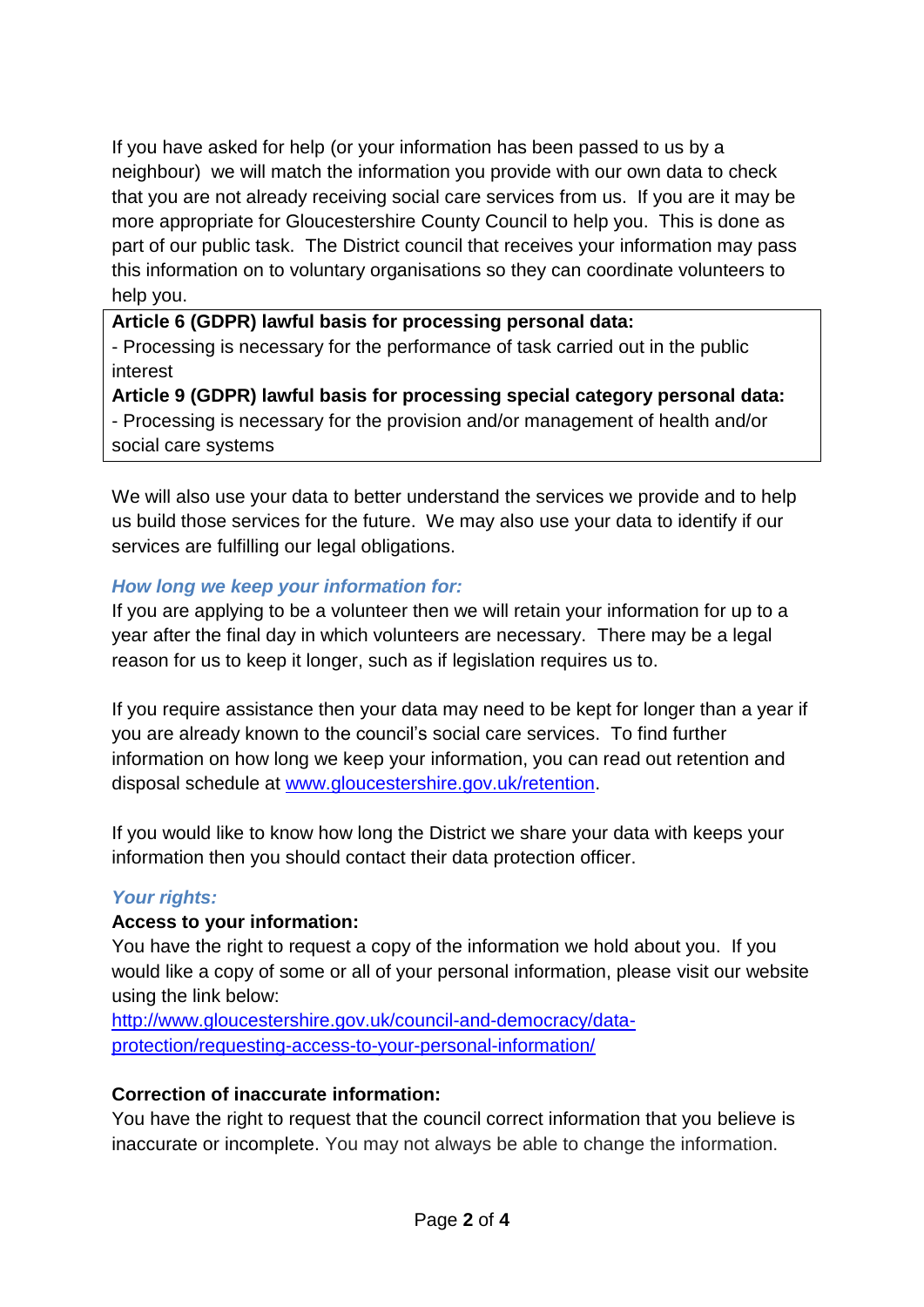If you have asked for help (or your information has been passed to us by a neighbour) we will match the information you provide with our own data to check that you are not already receiving social care services from us. If you are it may be more appropriate for Gloucestershire County Council to help you. This is done as part of our public task. The District council that receives your information may pass this information on to voluntary organisations so they can coordinate volunteers to help you.

**Article 6 (GDPR) lawful basis for processing personal data:**
- Processing is necessary for the performance of task carried out in the public interest

**Article 9 (GDPR) lawful basis for processing special category personal data:**
- Processing is necessary for the provision and/or management of health and/or social care systems

We will also use your data to better understand the services we provide and to help us build those services for the future. We may also use your data to identify if our services are fulfilling our legal obligations.

### *How long we keep your information for:*

If you are applying to be a volunteer then we will retain your information for up to a year after the final day in which volunteers are necessary. There may be a legal reason for us to keep it longer, such as if legislation requires us to.

If you require assistance then your data may need to be kept for longer than a year if you are already known to the council's social care services. To find further information on how long we keep your information, you can read out retention and disposal schedule at [www.gloucestershire.gov.uk/retention](http://www.gloucestershire.gov.uk/retention).

If you would like to know how long the District we share your data with keeps your information then you should contact their data protection officer.

### *Your rights:*

**Access to your information:**

You have the right to request a copy of the information we hold about you. If you would like a copy of some or all of your personal information, please visit our website using the link below:
[http://www.gloucestershire.gov.uk/council-and-democracy/data-protection/requesting-access-to-your-personal-information/](http://www.gloucestershire.gov.uk/council-and-democracy/data-protection/requesting-access-to-your-personal-information/)

**Correction of inaccurate information:**

You have the right to request that the council correct information that you believe is inaccurate or incomplete. You may not always be able to change the information.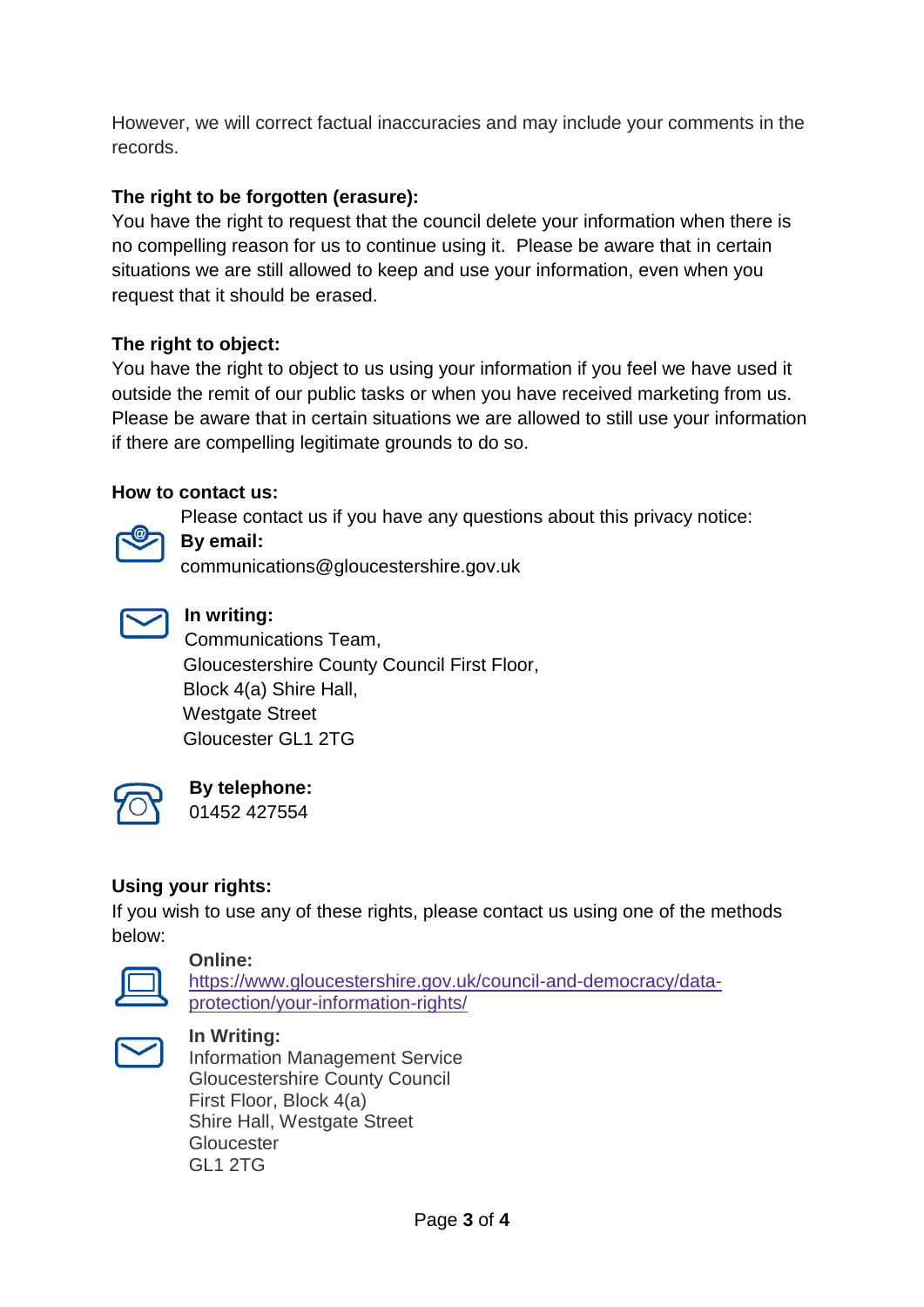However, we will correct factual inaccuracies and may include your comments in the records.

**The right to be forgotten (erasure):**
You have the right to request that the council delete your information when there is no compelling reason for us to continue using it. Please be aware that in certain situations we are still allowed to keep and use your information, even when you request that it should be erased.

**The right to object:**
You have the right to object to us using your information if you feel we have used it outside the remit of our public tasks or when you have received marketing from us. Please be aware that in certain situations we are allowed to still use your information if there are compelling legitimate grounds to do so.

**How to contact us:**

Please contact us if you have any questions about this privacy notice:

**By email:**
communications@gloucestershire.gov.uk

**In writing:**
Communications Team,
Gloucestershire County Council First Floor,
Block 4(a) Shire Hall,
Westgate Street
Gloucester GL1 2TG

**By telephone:**
01452 427554

**Using your rights:**
If you wish to use any of these rights, please contact us using one of the methods below:

**Online:**
[https://www.gloucestershire.gov.uk/council-and-democracy/data-protection/your-information-rights/](https://www.gloucestershire.gov.uk/council-and-democracy/data-protection/your-information-rights/)

**In Writing:**
Information Management Service
Gloucestershire County Council
First Floor, Block 4(a)
Shire Hall, Westgate Street
Gloucester
GL1 2TG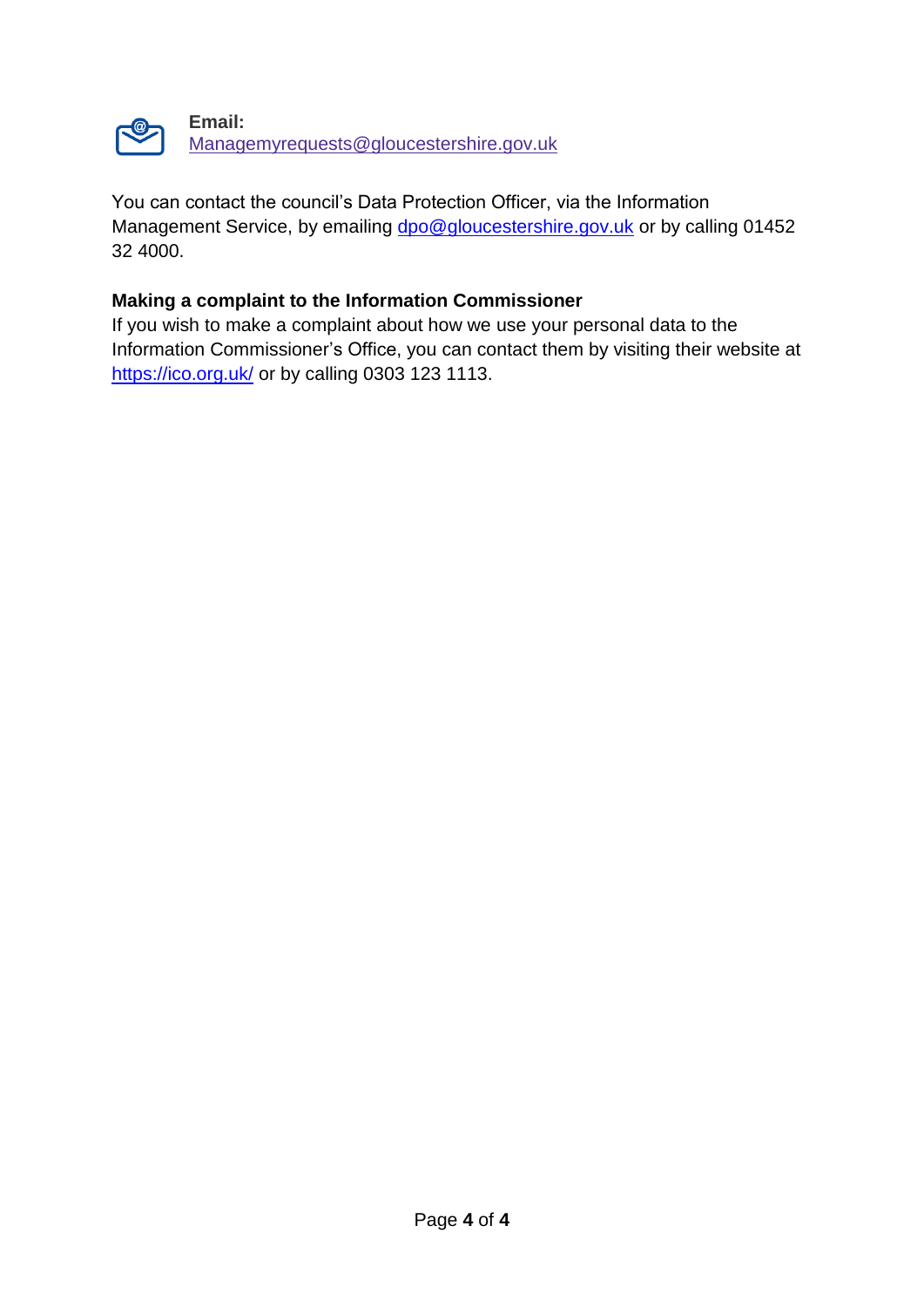**Email:**
Managemyrequests@gloucestershire.gov.uk

You can contact the council's Data Protection Officer, via the Information Management Service, by emailing dpo@gloucestershire.gov.uk or by calling 01452 32 4000.

**Making a complaint to the Information Commissioner**

If you wish to make a complaint about how we use your personal data to the Information Commissioner's Office, you can contact them by visiting their website at https://ico.org.uk/ or by calling 0303 123 1113.